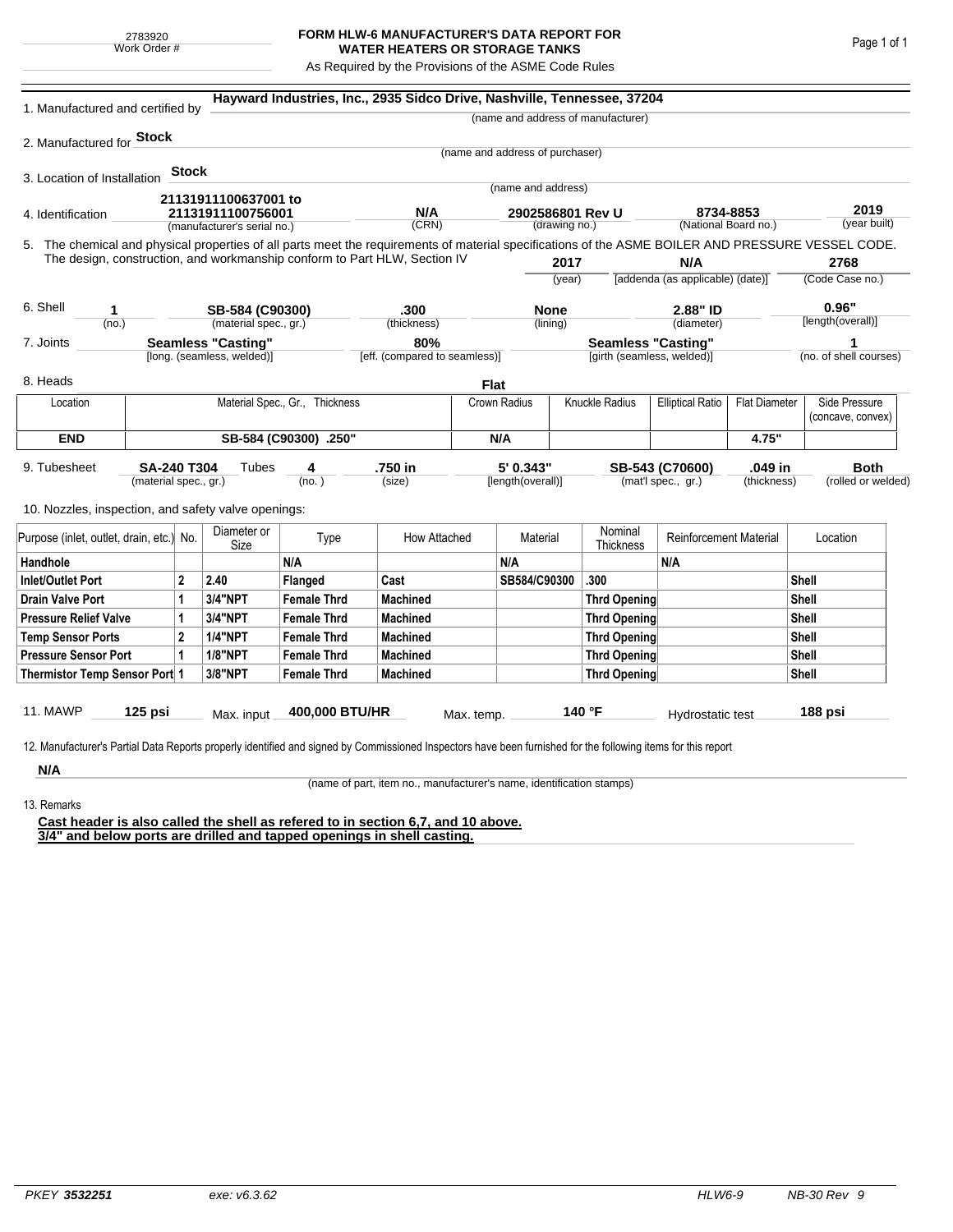2783920
Work Order #

# FORM HLW-6 MANUFACTURER'S DATA REPORT FOR WATER HEATERS OR STORAGE TANKS

As Required by the Provisions of the ASME Code Rules

1. Manufactured and certified by **Hayward Industries, Inc., 2935 Sidco Drive, Nashville, Tennessee, 37204**
(name and address of manufacturer)

2. Manufactured for **Stock**
(name and address of purchaser)

3. Location of Installation **Stock**
(name and address)

4. Identification

| 21131911100637001 to 21131911100756001 | N/A | 2902586801 Rev U | 8734-8853 | 2019 |
|---|---|---|---|---|
| (manufacturer's serial no.) | (CRN) | (drawing no.) | (National Board no.) | (year built) |

5. The chemical and physical properties of all parts meet the requirements of material specifications of the ASME BOILER AND PRESSURE VESSEL CODE. The design, construction, and workmanship conform to Part HLW, Section IV

| 2017 | N/A | 2768 |
|---|---|---|
| (year) | [addenda (as applicable) (date)] | (Code Case no.) |

6. Shell

| 1 | SB-584 (C90300) | .300 | None | 2.88" ID | 0.96" |
|---|---|---|---|---|---|
| (no.) | (material spec., gr.) | (thickness) | (lining) | (diameter) | [length(overall)] |

7. Joints

| Seamless "Casting" | 80% | Seamless "Casting" | 1 |
|---|---|---|---|
| [long. (seamless, welded)] | [eff. (compared to seamless)] | [girth (seamless, welded)] | (no. of shell courses) |

8. Heads **Flat**

| Location | Material Spec., Gr., Thickness | Crown Radius | Knuckle Radius | Elliptical Ratio | Flat Diameter | Side Pressure (concave, convex) |
|---|---|---|---|---|---|---|
| **END** | **SB-584 (C90300) .250"** | **N/A** | | | **4.75"** | |

9. Tubesheet

| SA-240 T304 | Tubes 4 | .750 in | 5' 0.343" | SB-543 (C70600) | .049 in | Both |
|---|---|---|---|---|---|---|
| (material spec., gr.) | (no.) | (size) | [length(overall)] | (mat'l spec., gr.) | (thickness) | (rolled or welded) |

10. Nozzles, inspection, and safety valve openings:

| Purpose (inlet, outlet, drain, etc.) | No. | Diameter or Size | Type | How Attached | Material | Nominal Thickness | Reinforcement Material | Location |
|---|---|---|---|---|---|---|---|---|
| **Handhole** | | | **N/A** | | **N/A** | | **N/A** | |
| **Inlet/Outlet Port** | **2** | **2.40** | **Flanged** | **Cast** | **SB584/C90300** | **.300** | | **Shell** |
| **Drain Valve Port** | **1** | **3/4"NPT** | **Female Thrd** | **Machined** | | **Thrd Opening** | | **Shell** |
| **Pressure Relief Valve** | **1** | **3/4"NPT** | **Female Thrd** | **Machined** | | **Thrd Opening** | | **Shell** |
| **Temp Sensor Ports** | **2** | **1/4"NPT** | **Female Thrd** | **Machined** | | **Thrd Opening** | | **Shell** |
| **Pressure Sensor Port** | **1** | **1/8"NPT** | **Female Thrd** | **Machined** | | **Thrd Opening** | | **Shell** |
| **Thermistor Temp Sensor Port** | **1** | **3/8"NPT** | **Female Thrd** | **Machined** | | **Thrd Opening** | | **Shell** |

11. MAWP **125 psi** Max. input **400,000 BTU/HR** Max. temp. **140 °F** Hydrostatic test **188 psi**

12. Manufacturer's Partial Data Reports properly identified and signed by Commissioned Inspectors have been furnished for the following items for this report

**N/A**
(name of part, item no., manufacturer's name, identification stamps)

13. Remarks

**Cast header is also called the shell as refered to in section 6,7, and 10 above.**
**3/4" and below ports are drilled and tapped openings in shell casting.**

*PKEY* ***3532251*** *exe: v6.3.62* *HLW6-9* *NB-30 Rev 9*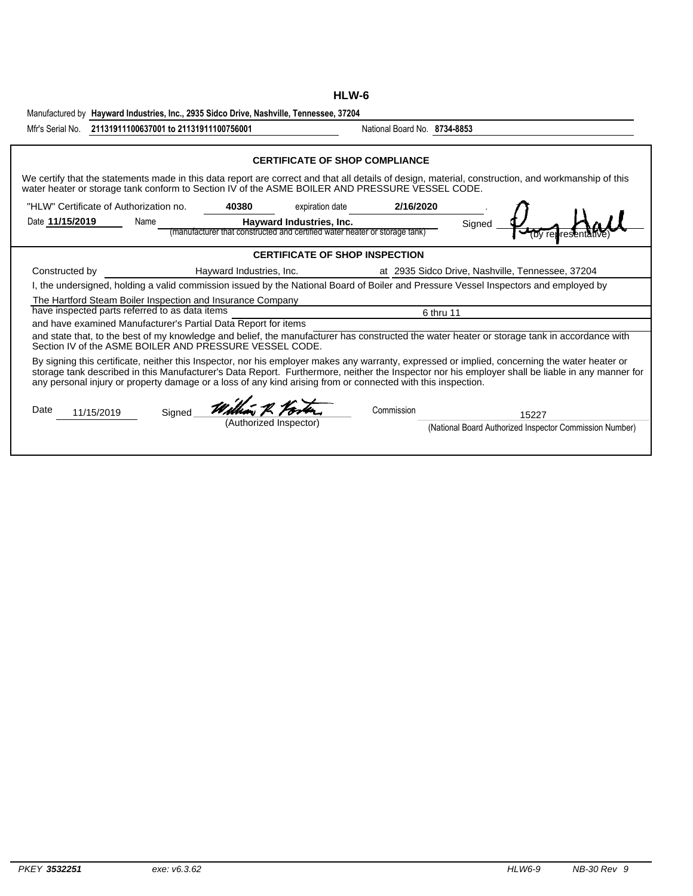# HLW-6

Manufactured by **Hayward Industries, Inc., 2935 Sidco Drive, Nashville, Tennessee, 37204**

Mfr's Serial No. **21131911100637001 to 21131911100756001** National Board No. **8734-8853**

## CERTIFICATE OF SHOP COMPLIANCE

We certify that the statements made in this data report are correct and that all details of design, material, construction, and workmanship of this water heater or storage tank conform to Section IV of the ASME BOILER AND PRESSURE VESSEL CODE.

"HLW" Certificate of Authorization no. **40380** expiration date **2/16/2020**.

Date **11/15/2019** Name **Hayward Industries, Inc.** (manufacturer that constructed and certified water heater or storage tank) Signed Perry Hall (by representative)

## CERTIFICATE OF SHOP INSPECTION

Constructed by Hayward Industries, Inc. at 2935 Sidco Drive, Nashville, Tennessee, 37204

I, the undersigned, holding a valid commission issued by the National Board of Boiler and Pressure Vessel Inspectors and employed by The Hartford Steam Boiler Inspection and Insurance Company have inspected parts referred to as data items 6 thru 11 and have examined Manufacturer's Partial Data Report for items

and state that, to the best of my knowledge and belief, the manufacturer has constructed the water heater or storage tank in accordance with Section IV of the ASME BOILER AND PRESSURE VESSEL CODE.

By signing this certificate, neither this Inspector, nor his employer makes any warranty, expressed or implied, concerning the water heater or storage tank described in this Manufacturer's Data Report. Furthermore, neither the Inspector nor his employer shall be liable in any manner for any personal injury or property damage or a loss of any kind arising from or connected with this inspection.

Date 11/15/2019 Signed William R. Foster (Authorized Inspector) Commission 15227 (National Board Authorized Inspector Commission Number)

*PKEY* ***3532251*** *exe: v6.3.62* *HLW6-9* *NB-30 Rev 9*